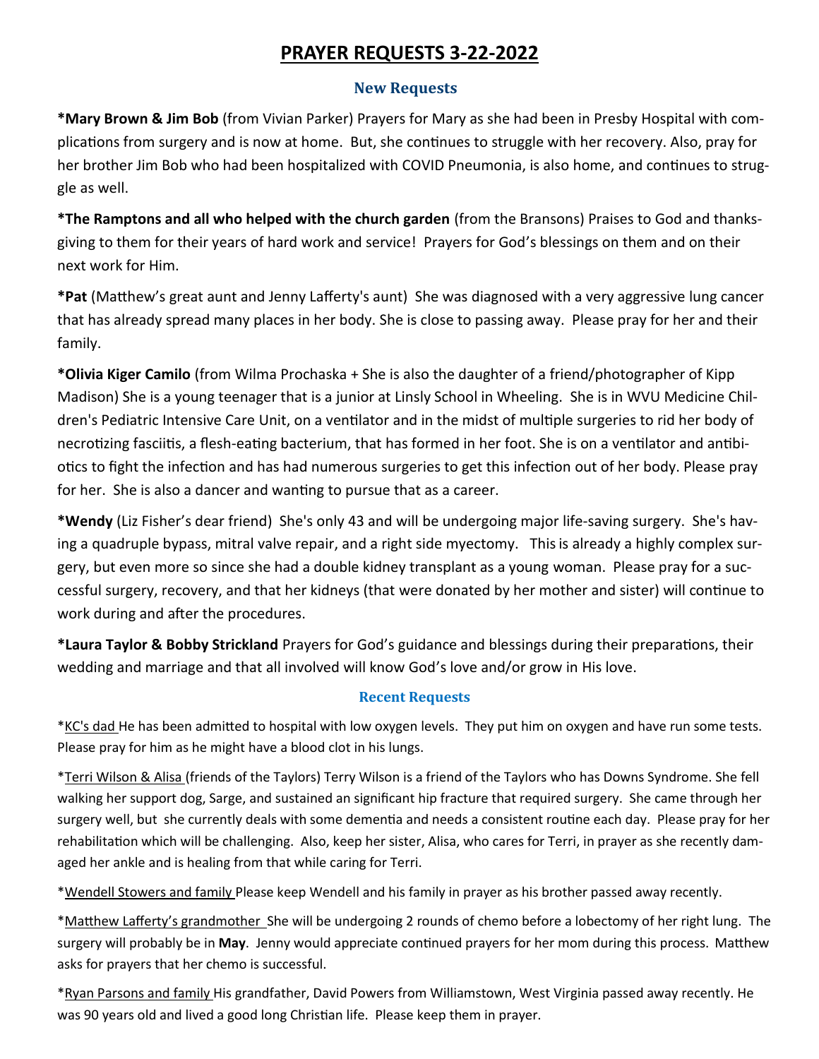# PRAYER REQUESTS 3-22-2022

## New Requests

**\*Mary Brown & Jim Bob** (from Vivian Parker) Prayers for Mary as she had been in Presby Hospital with complications from surgery and is now at home. But, she continues to struggle with her recovery. Also, pray for her brother Jim Bob who had been hospitalized with COVID Pneumonia, is also home, and continues to struggle as well.

**\*The Ramptons and all who helped with the church garden** (from the Bransons) Praises to God and thanksgiving to them for their years of hard work and service! Prayers for God's blessings on them and on their next work for Him.

**\*Pat** (Matthew's great aunt and Jenny Lafferty's aunt) She was diagnosed with a very aggressive lung cancer that has already spread many places in her body. She is close to passing away. Please pray for her and their family.

**\*Olivia Kiger Camilo** (from Wilma Prochaska + She is also the daughter of a friend/photographer of Kipp Madison) She is a young teenager that is a junior at Linsly School in Wheeling. She is in WVU Medicine Children's Pediatric Intensive Care Unit, on a ventilator and in the midst of multiple surgeries to rid her body of necrotizing fasciitis, a flesh-eating bacterium, that has formed in her foot. She is on a ventilator and antibiotics to fight the infection and has had numerous surgeries to get this infection out of her body. Please pray for her. She is also a dancer and wanting to pursue that as a career.

**\*Wendy** (Liz Fisher's dear friend) She's only 43 and will be undergoing major life-saving surgery. She's having a quadruple bypass, mitral valve repair, and a right side myectomy. This is already a highly complex surgery, but even more so since she had a double kidney transplant as a young woman. Please pray for a successful surgery, recovery, and that her kidneys (that were donated by her mother and sister) will continue to work during and after the procedures.

**\*Laura Taylor & Bobby Strickland** Prayers for God's guidance and blessings during their preparations, their wedding and marriage and that all involved will know God's love and/or grow in His love.

## Recent Requests

\*<u>KC's dad</u> He has been admitted to hospital with low oxygen levels. They put him on oxygen and have run some tests. Please pray for him as he might have a blood clot in his lungs.

\*<u>Terri Wilson & Alisa</u> (friends of the Taylors) Terry Wilson is a friend of the Taylors who has Downs Syndrome. She fell walking her support dog, Sarge, and sustained an significant hip fracture that required surgery. She came through her surgery well, but she currently deals with some dementia and needs a consistent routine each day. Please pray for her rehabilitation which will be challenging. Also, keep her sister, Alisa, who cares for Terri, in prayer as she recently damaged her ankle and is healing from that while caring for Terri.

\*<u>Wendell Stowers and family</u> Please keep Wendell and his family in prayer as his brother passed away recently.

\*<u>Matthew Lafferty's grandmother</u> She will be undergoing 2 rounds of chemo before a lobectomy of her right lung. The surgery will probably be in **May**. Jenny would appreciate continued prayers for her mom during this process. Matthew asks for prayers that her chemo is successful.

\*<u>Ryan Parsons and family</u> His grandfather, David Powers from Williamstown, West Virginia passed away recently. He was 90 years old and lived a good long Christian life. Please keep them in prayer.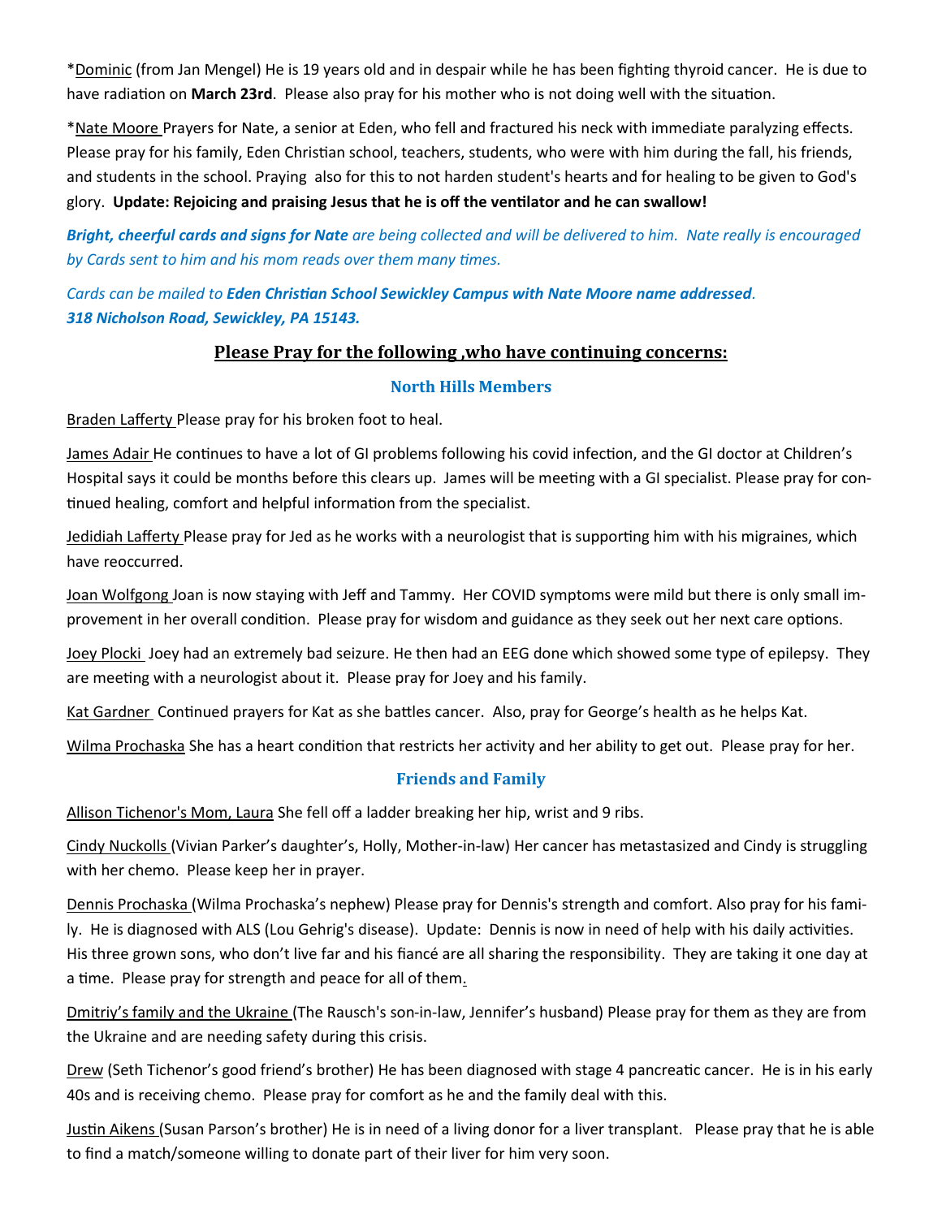*Dominic (from Jan Mengel) He is 19 years old and in despair while he has been fighting thyroid cancer. He is due to have radiation on **March 23rd**. Please also pray for his mother who is not doing well with the situation.

*Nate Moore Prayers for Nate, a senior at Eden, who fell and fractured his neck with immediate paralyzing effects. Please pray for his family, Eden Christian school, teachers, students, who were with him during the fall, his friends, and students in the school. Praying also for this to not harden student's hearts and for healing to be given to God's glory. **Update: Rejoicing and praising Jesus that he is off the ventilator and he can swallow!**

***Bright, cheerful cards and signs for Nate** are being collected and will be delivered to him. Nate really is encouraged by Cards sent to him and his mom reads over them many times.*

*Cards can be mailed to **Eden Christian School Sewickley Campus with Nate Moore name addressed**.*
***318 Nicholson Road, Sewickley, PA 15143.***

## Please Pray for the following ,who have continuing concerns:

### North Hills Members

Braden Lafferty Please pray for his broken foot to heal.

James Adair He continues to have a lot of GI problems following his covid infection, and the GI doctor at Children's Hospital says it could be months before this clears up. James will be meeting with a GI specialist. Please pray for continued healing, comfort and helpful information from the specialist.

Jedidiah Lafferty Please pray for Jed as he works with a neurologist that is supporting him with his migraines, which have reoccurred.

Joan Wolfgong Joan is now staying with Jeff and Tammy. Her COVID symptoms were mild but there is only small improvement in her overall condition. Please pray for wisdom and guidance as they seek out her next care options.

Joey Plocki Joey had an extremely bad seizure. He then had an EEG done which showed some type of epilepsy. They are meeting with a neurologist about it. Please pray for Joey and his family.

Kat Gardner Continued prayers for Kat as she battles cancer. Also, pray for George's health as he helps Kat.

Wilma Prochaska She has a heart condition that restricts her activity and her ability to get out. Please pray for her.

### Friends and Family

Allison Tichenor's Mom, Laura She fell off a ladder breaking her hip, wrist and 9 ribs.

Cindy Nuckolls (Vivian Parker's daughter's, Holly, Mother-in-law) Her cancer has metastasized and Cindy is struggling with her chemo. Please keep her in prayer.

Dennis Prochaska (Wilma Prochaska's nephew) Please pray for Dennis's strength and comfort. Also pray for his family. He is diagnosed with ALS (Lou Gehrig's disease). Update: Dennis is now in need of help with his daily activities. His three grown sons, who don't live far and his fiancé are all sharing the responsibility. They are taking it one day at a time. Please pray for strength and peace for all of them.

Dmitriy's family and the Ukraine (The Rausch's son-in-law, Jennifer's husband) Please pray for them as they are from the Ukraine and are needing safety during this crisis.

Drew (Seth Tichenor's good friend's brother) He has been diagnosed with stage 4 pancreatic cancer. He is in his early 40s and is receiving chemo. Please pray for comfort as he and the family deal with this.

Justin Aikens (Susan Parson's brother) He is in need of a living donor for a liver transplant. Please pray that he is able to find a match/someone willing to donate part of their liver for him very soon.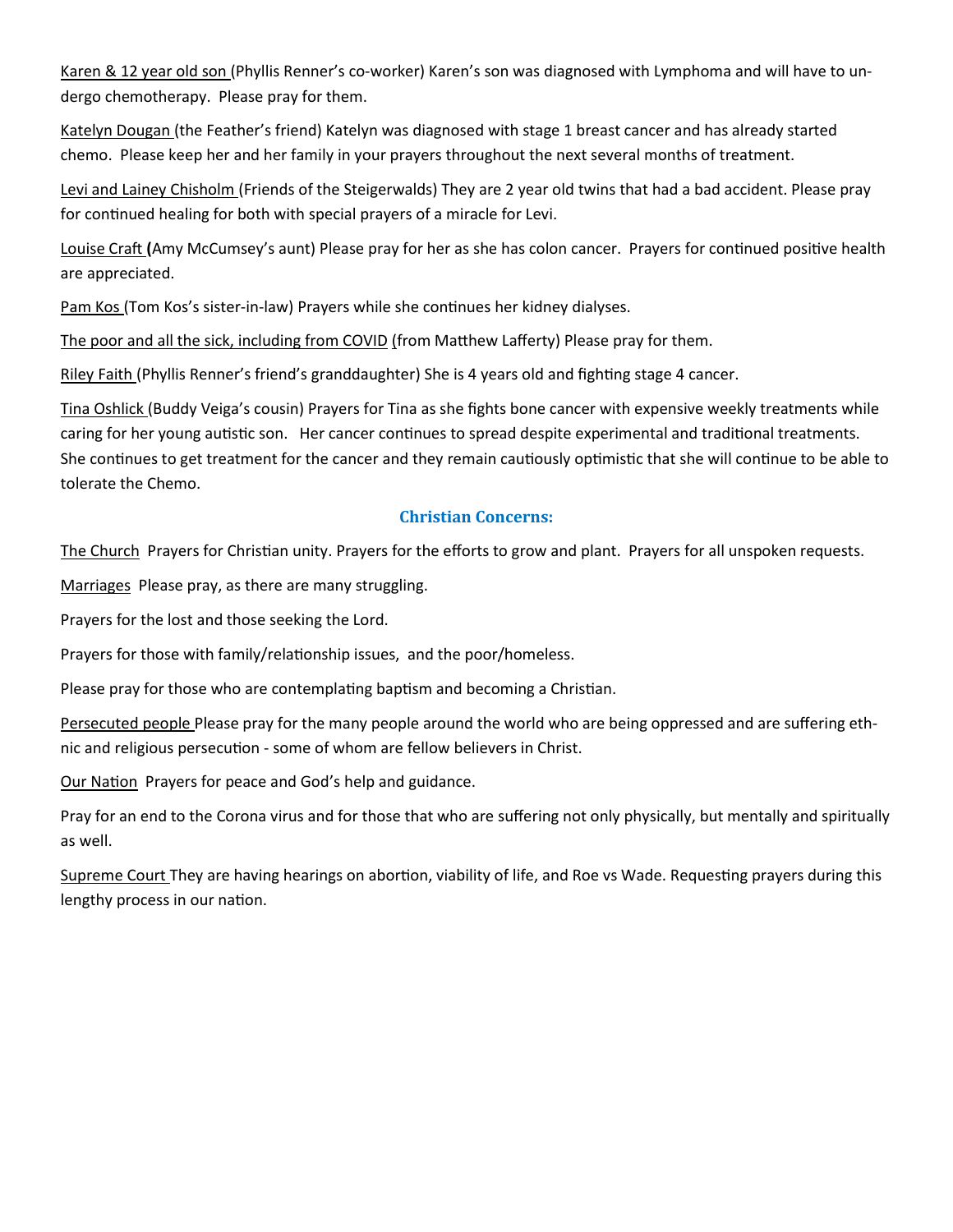Karen & 12 year old son (Phyllis Renner's co-worker) Karen's son was diagnosed with Lymphoma and will have to undergo chemotherapy. Please pray for them.

Katelyn Dougan (the Feather's friend) Katelyn was diagnosed with stage 1 breast cancer and has already started chemo. Please keep her and her family in your prayers throughout the next several months of treatment.

Levi and Lainey Chisholm (Friends of the Steigerwalds) They are 2 year old twins that had a bad accident. Please pray for continued healing for both with special prayers of a miracle for Levi.

Louise Craft (Amy McCumsey's aunt) Please pray for her as she has colon cancer. Prayers for continued positive health are appreciated.

Pam Kos (Tom Kos's sister-in-law) Prayers while she continues her kidney dialyses.

The poor and all the sick, including from COVID (from Matthew Lafferty) Please pray for them.

Riley Faith (Phyllis Renner's friend's granddaughter) She is 4 years old and fighting stage 4 cancer.

Tina Oshlick (Buddy Veiga's cousin) Prayers for Tina as she fights bone cancer with expensive weekly treatments while caring for her young autistic son. Her cancer continues to spread despite experimental and traditional treatments. She continues to get treatment for the cancer and they remain cautiously optimistic that she will continue to be able to tolerate the Chemo.

## Christian Concerns:

The Church Prayers for Christian unity. Prayers for the efforts to grow and plant. Prayers for all unspoken requests.

Marriages Please pray, as there are many struggling.

Prayers for the lost and those seeking the Lord.

Prayers for those with family/relationship issues, and the poor/homeless.

Please pray for those who are contemplating baptism and becoming a Christian.

Persecuted people Please pray for the many people around the world who are being oppressed and are suffering ethnic and religious persecution - some of whom are fellow believers in Christ.

Our Nation Prayers for peace and God's help and guidance.

Pray for an end to the Corona virus and for those that who are suffering not only physically, but mentally and spiritually as well.

Supreme Court They are having hearings on abortion, viability of life, and Roe vs Wade. Requesting prayers during this lengthy process in our nation.